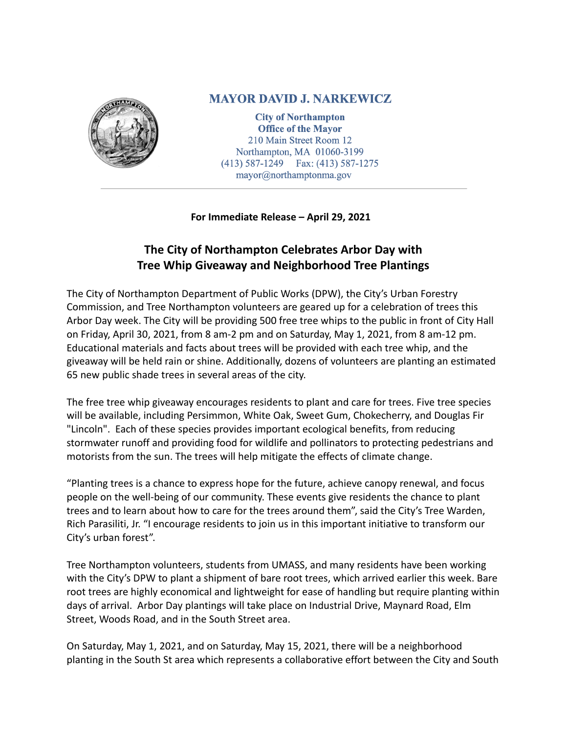**MAYOR DAVID J. NARKEWICZ**

**City of Northampton**
**Office of the Mayor**
210 Main Street Room 12
Northampton, MA 01060-3199
(413) 587-1249 Fax: (413) 587-1275
mayor@northamptonma.gov

---

**For Immediate Release – April 29, 2021**

## The City of Northampton Celebrates Arbor Day with Tree Whip Giveaway and Neighborhood Tree Plantings

The City of Northampton Department of Public Works (DPW), the City's Urban Forestry Commission, and Tree Northampton volunteers are geared up for a celebration of trees this Arbor Day week. The City will be providing 500 free tree whips to the public in front of City Hall on Friday, April 30, 2021, from 8 am-2 pm and on Saturday, May 1, 2021, from 8 am-12 pm. Educational materials and facts about trees will be provided with each tree whip, and the giveaway will be held rain or shine. Additionally, dozens of volunteers are planting an estimated 65 new public shade trees in several areas of the city.

The free tree whip giveaway encourages residents to plant and care for trees. Five tree species will be available, including Persimmon, White Oak, Sweet Gum, Chokecherry, and Douglas Fir "Lincoln". Each of these species provides important ecological benefits, from reducing stormwater runoff and providing food for wildlife and pollinators to protecting pedestrians and motorists from the sun. The trees will help mitigate the effects of climate change.

"Planting trees is a chance to express hope for the future, achieve canopy renewal, and focus people on the well-being of our community. These events give residents the chance to plant trees and to learn about how to care for the trees around them", said the City's Tree Warden, Rich Parasiliti, Jr. "I encourage residents to join us in this important initiative to transform our City's urban forest".

Tree Northampton volunteers, students from UMASS, and many residents have been working with the City's DPW to plant a shipment of bare root trees, which arrived earlier this week. Bare root trees are highly economical and lightweight for ease of handling but require planting within days of arrival. Arbor Day plantings will take place on Industrial Drive, Maynard Road, Elm Street, Woods Road, and in the South Street area.

On Saturday, May 1, 2021, and on Saturday, May 15, 2021, there will be a neighborhood planting in the South St area which represents a collaborative effort between the City and South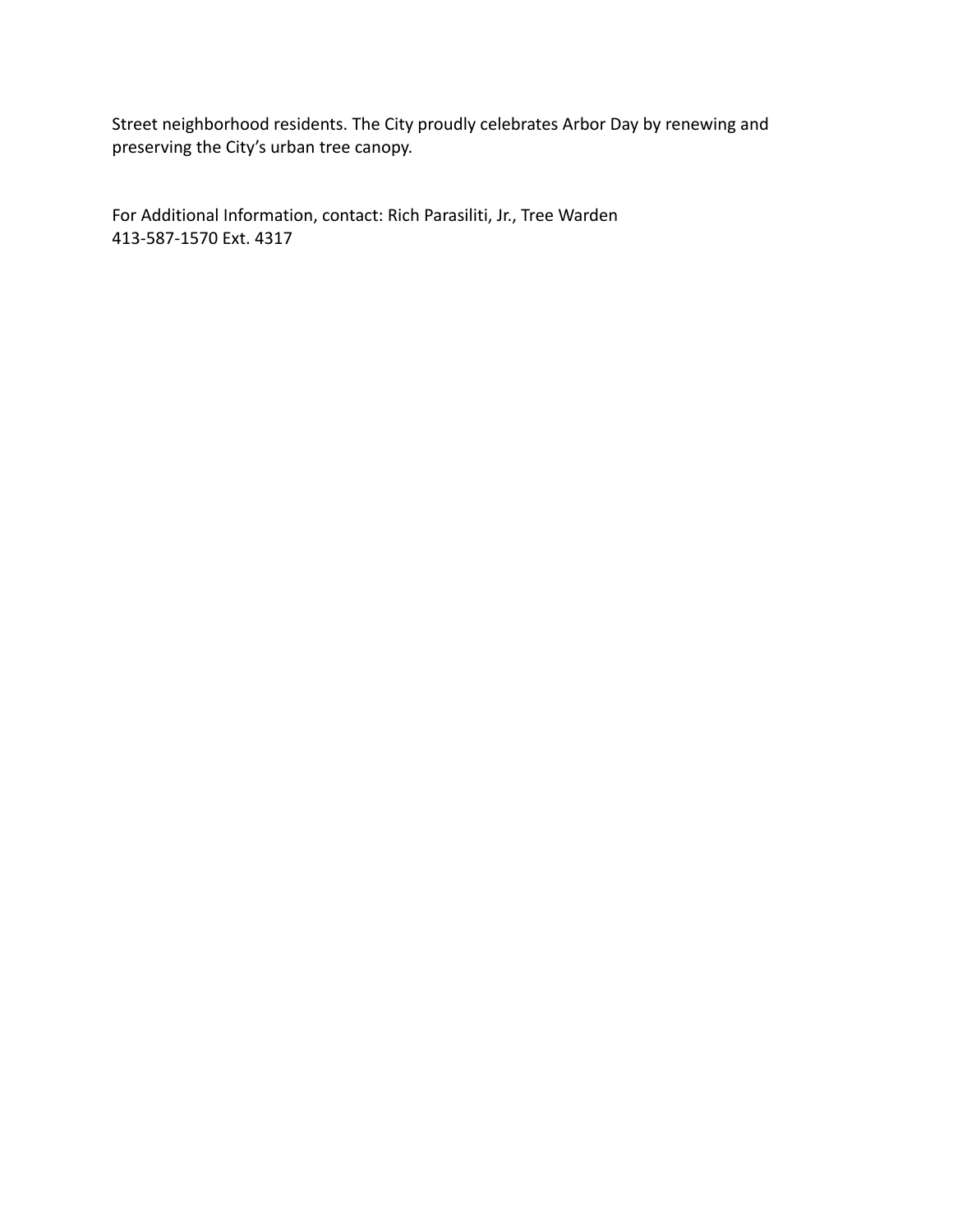Street neighborhood residents. The City proudly celebrates Arbor Day by renewing and preserving the City's urban tree canopy.

For Additional Information, contact: Rich Parasiliti, Jr., Tree Warden
413-587-1570 Ext. 4317